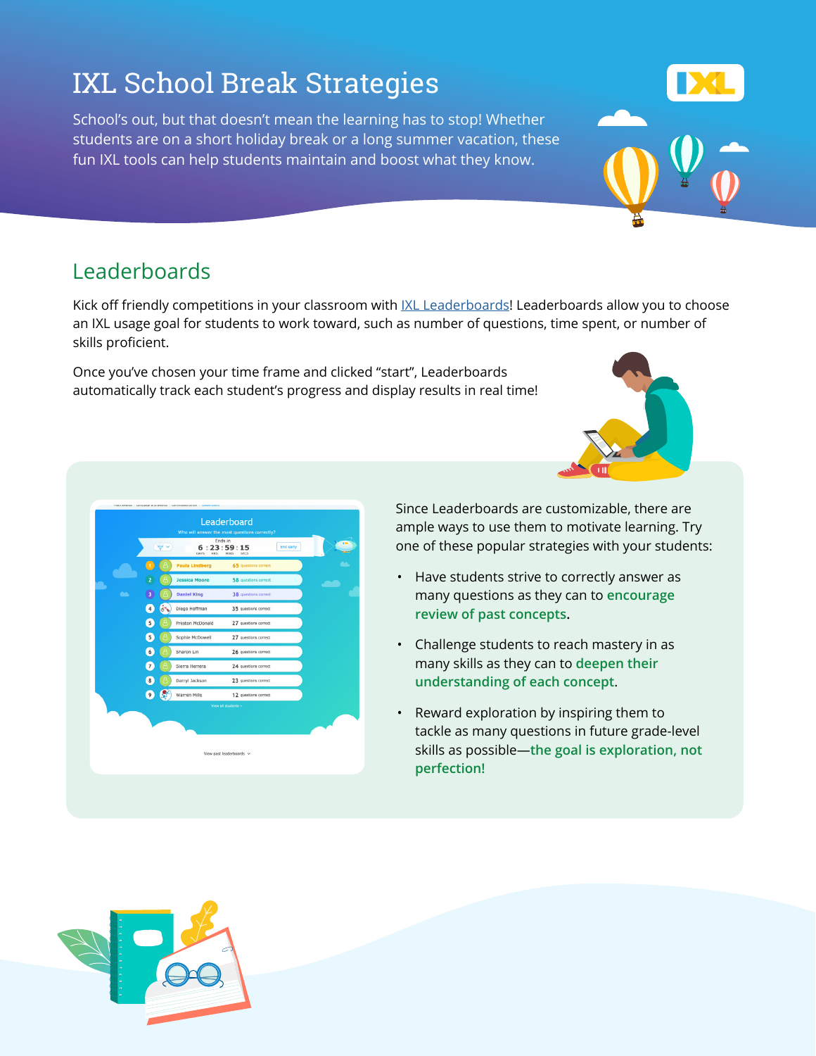# IXL School Break Strategies

School's out, but that doesn't mean the learning has to stop! Whether students are on a short holiday break or a long summer vacation, these fun IXL tools can help students maintain and boost what they know.

## Leaderboards

Kick off friendly competitions in your classroom with IXL Leaderboards! Leaderboards allow you to choose an IXL usage goal for students to work toward, such as number of questions, time spent, or number of skills proficient.

Once you've chosen your time frame and clicked "start", Leaderboards automatically track each student's progress and display results in real time!

Since Leaderboards are customizable, there are ample ways to use them to motivate learning. Try one of these popular strategies with your students:

- Have students strive to correctly answer as many questions as they can to **encourage review of past concepts**.
- Challenge students to reach mastery in as many skills as they can to **deepen their understanding of each concept**.
- Reward exploration by inspiring them to tackle as many questions in future grade-level skills as possible—**the goal is exploration, not perfection!**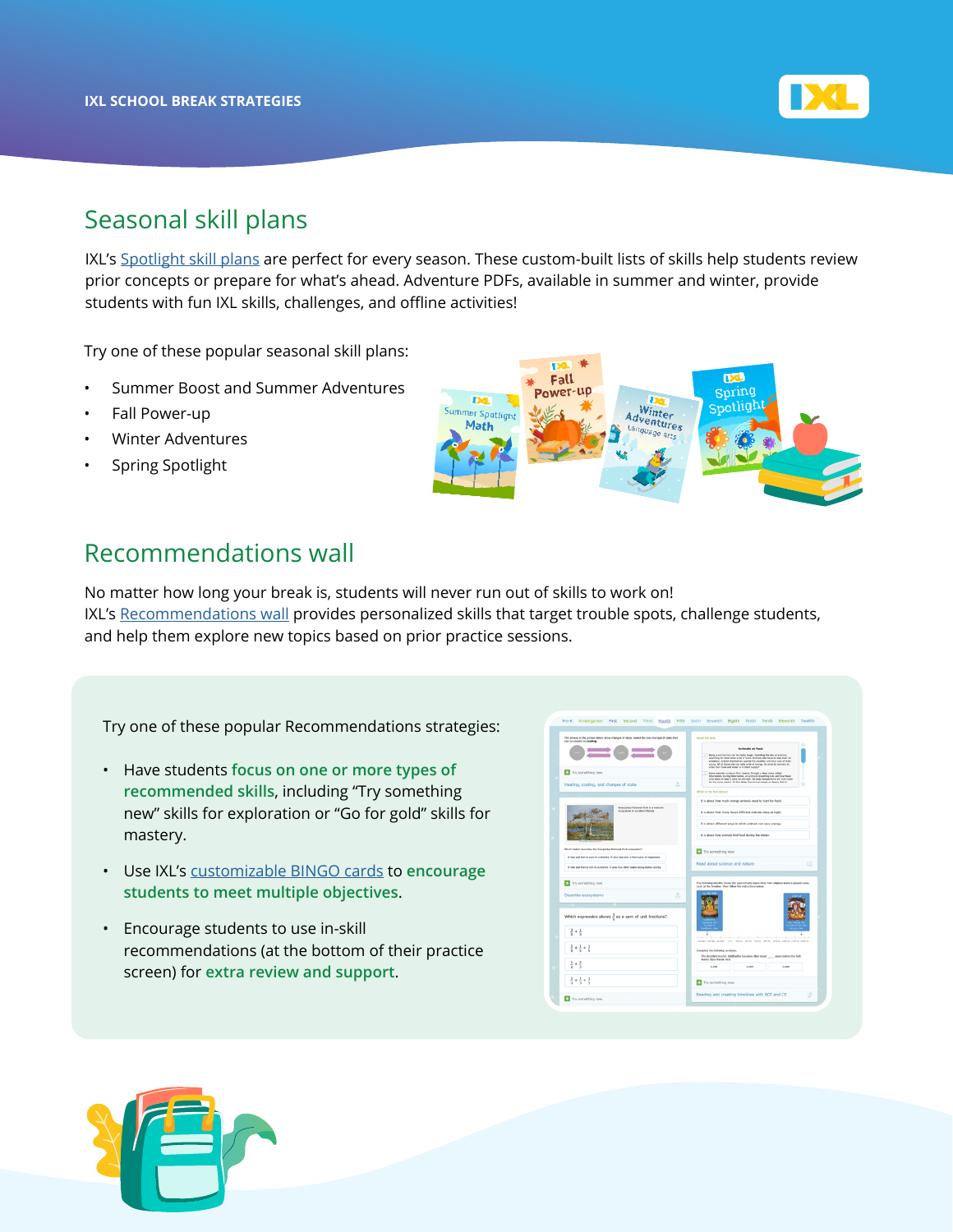## Seasonal skill plans

IXL's Spotlight skill plans are perfect for every season. These custom-built lists of skills help students review prior concepts or prepare for what's ahead. Adventure PDFs, available in summer and winter, provide students with fun IXL skills, challenges, and offline activities!

Try one of these popular seasonal skill plans:

- Summer Boost and Summer Adventures
- Fall Power-up
- Winter Adventures
- Spring Spotlight

## Recommendations wall

No matter how long your break is, students will never run out of skills to work on! IXL's Recommendations wall provides personalized skills that target trouble spots, challenge students, and help them explore new topics based on prior practice sessions.

Try one of these popular Recommendations strategies:

- Have students **focus on one or more types of recommended skills**, including "Try something new" skills for exploration or "Go for gold" skills for mastery.
- Use IXL's customizable BINGO cards to **encourage students to meet multiple objectives**.
- Encourage students to use in-skill recommendations (at the bottom of their practice screen) for **extra review and support**.